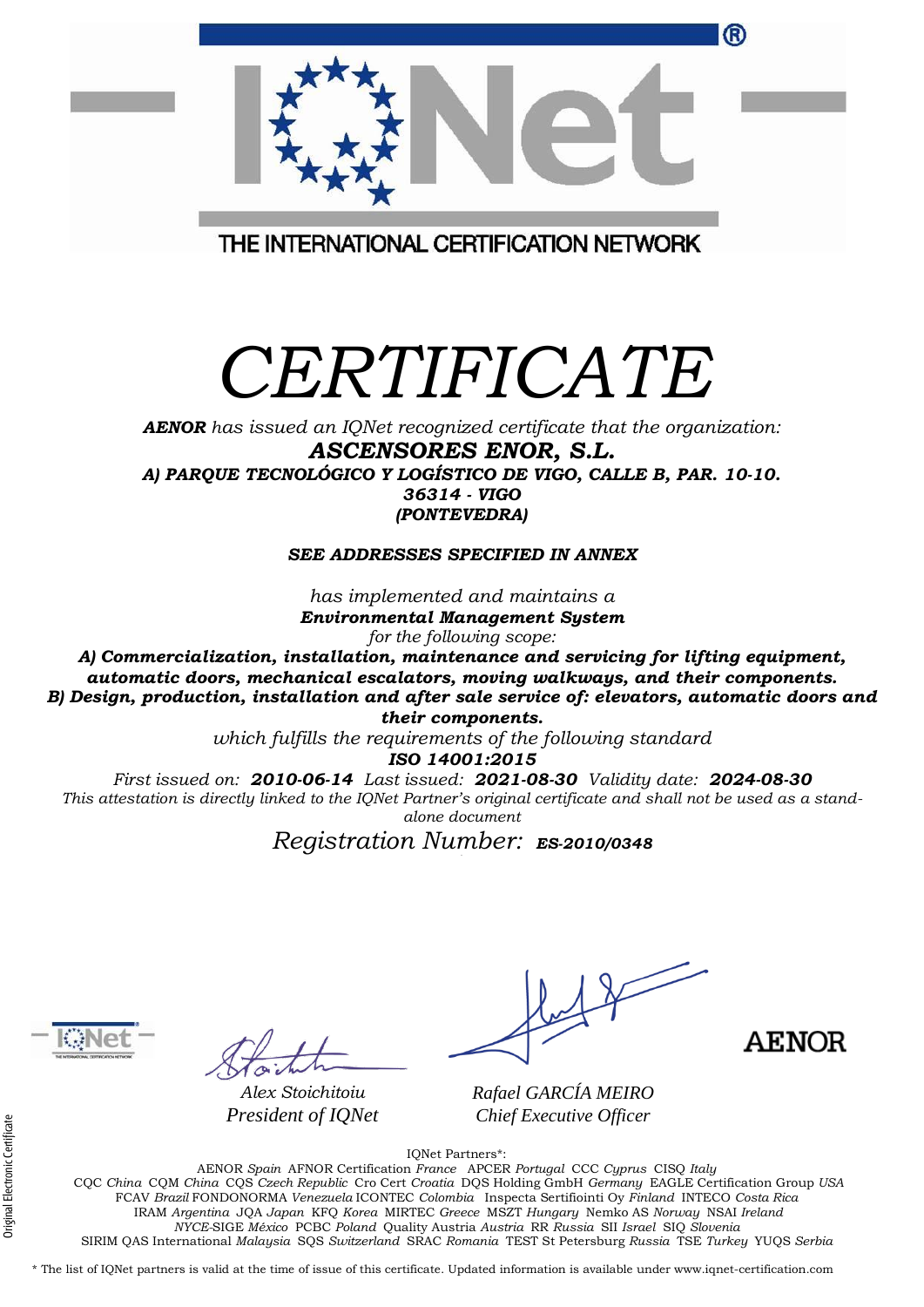THE INTERNATIONAL CERTIFICATION NETWORK

# CERTIFICATE

***AENOR*** *has issued an IQNet recognized certificate that the organization:*

***ASCENSORES ENOR, S.L.***

***A) PARQUE TECNOLÓGICO Y LOGÍSTICO DE VIGO, CALLE B, PAR. 10-10.***
***36314 - VIGO***
***(PONTEVEDRA)***

***SEE ADDRESSES SPECIFIED IN ANNEX***

*has implemented and maintains a*

***Environmental Management System***

*for the following scope:*

***A) Commercialization, installation, maintenance and servicing for lifting equipment, automatic doors, mechanical escalators, moving walkways, and their components.***
***B) Design, production, installation and after sale service of: elevators, automatic doors and their components.***

*which fulfills the requirements of the following standard*

***ISO 14001:2015***

*First issued on:* ***2010-06-14*** *Last issued:* ***2021-08-30*** *Validity date:* ***2024-08-30***

*This attestation is directly linked to the IQNet Partner's original certificate and shall not be used as a stand-alone document*

*Registration Number:* ***ES-2010/0348***

*Alex Stoichitoiu*
*President of IQNet*

*Rafael GARCÍA MEIRO*
*Chief Executive Officer*

AENOR

Original Electronic Certificate

IQNet Partners*:

AENOR *Spain* AFNOR Certification *France* APCER *Portugal* CCC *Cyprus* CISQ *Italy*
CQC *China* CQM *China* CQS *Czech Republic* Cro Cert *Croatia* DQS Holding GmbH *Germany* EAGLE Certification Group *USA*
FCAV *Brazil* FONDONORMA *Venezuela* ICONTEC *Colombia* Inspecta Sertifiointi Oy *Finland* INTECO *Costa Rica*
IRAM *Argentina* JQA *Japan* KFQ *Korea* MIRTEC *Greece* MSZT *Hungary* Nemko AS *Norway* NSAI *Ireland*
*NYCE*-SIGE *México* PCBC *Poland* Quality Austria *Austria* RR *Russia* SII *Israel* SIQ *Slovenia*
SIRIM QAS International *Malaysia* SQS *Switzerland* SRAC *Romania* TEST St Petersburg *Russia* TSE *Turkey* YUQS *Serbia*

* The list of IQNet partners is valid at the time of issue of this certificate. Updated information is available under www.iqnet-certification.com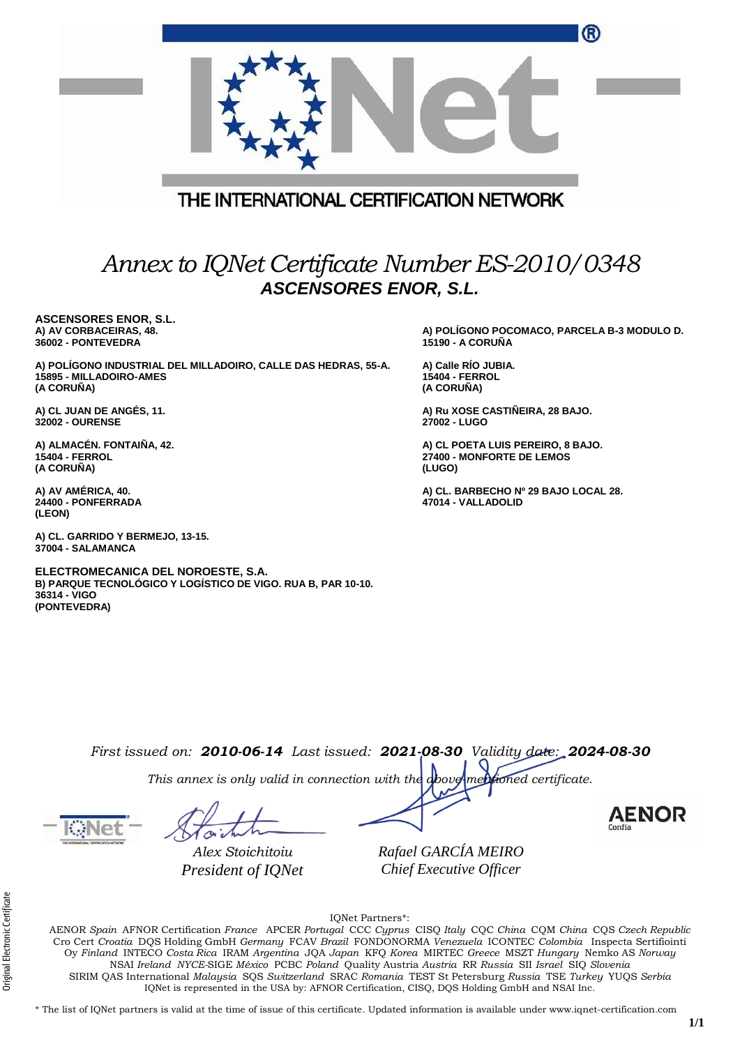THE INTERNATIONAL CERTIFICATION NETWORK

# *Annex to IQNet Certificate Number ES-2010/0348*

## ***ASCENSORES ENOR, S.L.***

**ASCENSORES ENOR, S.L.**
**A) AV CORBACEIRAS, 48.**
**36002 - PONTEVEDRA**

**A) POLÍGONO INDUSTRIAL DEL MILLADOIRO, CALLE DAS HEDRAS, 55-A.**
**15895 - MILLADOIRO-AMES**
**(A CORUÑA)**

**A) CL JUAN DE ANGÉS, 11.**
**32002 - OURENSE**

**A) ALMACÉN. FONTAIÑA, 42.**
**15404 - FERROL**
**(A CORUÑA)**

**A) AV AMÉRICA, 40.**
**24400 - PONFERRADA**
**(LEON)**

**A) CL. GARRIDO Y BERMEJO, 13-15.**
**37004 - SALAMANCA**

**A) POLÍGONO POCOMACO, PARCELA B-3 MODULO D.**
**15190 - A CORUÑA**

**A) Calle RÍO JUBIA.**
**15404 - FERROL**
**(A CORUÑA)**

**A) Ru XOSE CASTIÑEIRA, 28 BAJO.**
**27002 - LUGO**

**A) CL POETA LUIS PEREIRO, 8 BAJO.**
**27400 - MONFORTE DE LEMOS**
**(LUGO)**

**A) CL. BARBECHO Nº 29 BAJO LOCAL 28.**
**47014 - VALLADOLID**

**ELECTROMECANICA DEL NOROESTE, S.A.**
**B) PARQUE TECNOLÓGICO Y LOGÍSTICO DE VIGO. RUA B, PAR 10-10.**
**36314 - VIGO**
**(PONTEVEDRA)**

*First issued on:* ***2010-06-14*** *Last issued:* ***2021-08-30*** *Validity date:* ***2024-08-30***

*This annex is only valid in connection with the above-mentioned certificate.*

*Alex Stoichitoiu*
*President of IQNet*

*Rafael GARCÍA MEIRO*
*Chief Executive Officer*

AENOR Confía

IQNet Partners*:

AENOR *Spain* AFNOR Certification *France* APCER *Portugal* CCC *Cyprus* CISQ *Italy* CQC *China* CQM *China* CQS *Czech Republic* Cro Cert *Croatia* DQS Holding GmbH *Germany* FCAV *Brazil* FONDONORMA *Venezuela* ICONTEC *Colombia* Inspecta Sertifiointi Oy *Finland* INTECO *Costa Rica* IRAM *Argentina* JQA *Japan* KFQ *Korea* MIRTEC *Greece* MSZT *Hungary* Nemko AS *Norway* NSAI *Ireland* *NYCE*-SIGE *México* PCBC *Poland* Quality Austria *Austria* RR *Russia* SII *Israel* SIQ *Slovenia* SIRIM QAS International *Malaysia* SQS *Switzerland* SRAC *Romania* TEST St Petersburg *Russia* TSE *Turkey* YUQS *Serbia*
IQNet is represented in the USA by: AFNOR Certification, CISQ, DQS Holding GmbH and NSAI Inc.

* The list of IQNet partners is valid at the time of issue of this certificate. Updated information is available under www.iqnet-certification.com

Original Electronic Certificate